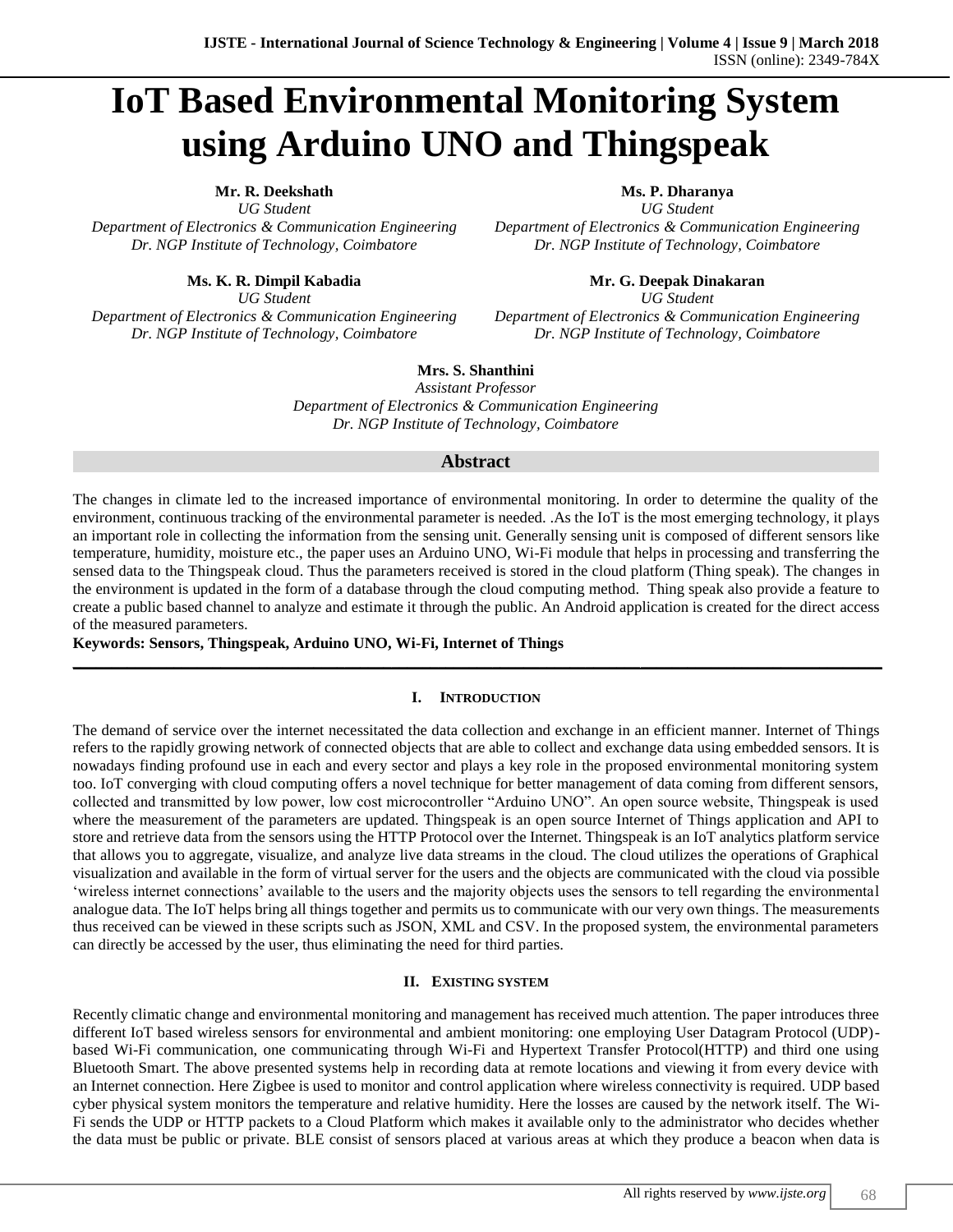# IoT Based Environmental Monitoring System using Arduino UNO and Thingspeak

**Mr. R. Deekshath**
*UG Student*
*Department of Electronics & Communication Engineering*
*Dr. NGP Institute of Technology, Coimbatore*

**Ms. P. Dharanya**
*UG Student*
*Department of Electronics & Communication Engineering*
*Dr. NGP Institute of Technology, Coimbatore*

**Ms. K. R. Dimpil Kabadia**
*UG Student*
*Department of Electronics & Communication Engineering*
*Dr. NGP Institute of Technology, Coimbatore*

**Mr. G. Deepak Dinakaran**
*UG Student*
*Department of Electronics & Communication Engineering*
*Dr. NGP Institute of Technology, Coimbatore*

**Mrs. S. Shanthini**
*Assistant Professor*
*Department of Electronics & Communication Engineering*
*Dr. NGP Institute of Technology, Coimbatore*

## Abstract

The changes in climate led to the increased importance of environmental monitoring. In order to determine the quality of the environment, continuous tracking of the environmental parameter is needed. .As the IoT is the most emerging technology, it plays an important role in collecting the information from the sensing unit. Generally sensing unit is composed of different sensors like temperature, humidity, moisture etc., the paper uses an Arduino UNO, Wi-Fi module that helps in processing and transferring the sensed data to the Thingspeak cloud. Thus the parameters received is stored in the cloud platform (Thing speak). The changes in the environment is updated in the form of a database through the cloud computing method. Thing speak also provide a feature to create a public based channel to analyze and estimate it through the public. An Android application is created for the direct access of the measured parameters.

**Keywords: Sensors, Thingspeak, Arduino UNO, Wi-Fi, Internet of Things**

## I. Introduction

The demand of service over the internet necessitated the data collection and exchange in an efficient manner. Internet of Things refers to the rapidly growing network of connected objects that are able to collect and exchange data using embedded sensors. It is nowadays finding profound use in each and every sector and plays a key role in the proposed environmental monitoring system too. IoT converging with cloud computing offers a novel technique for better management of data coming from different sensors, collected and transmitted by low power, low cost microcontroller "Arduino UNO". An open source website, Thingspeak is used where the measurement of the parameters are updated. Thingspeak is an open source Internet of Things application and API to store and retrieve data from the sensors using the HTTP Protocol over the Internet. Thingspeak is an IoT analytics platform service that allows you to aggregate, visualize, and analyze live data streams in the cloud. The cloud utilizes the operations of Graphical visualization and available in the form of virtual server for the users and the objects are communicated with the cloud via possible 'wireless internet connections' available to the users and the majority objects uses the sensors to tell regarding the environmental analogue data. The IoT helps bring all things together and permits us to communicate with our very own things. The measurements thus received can be viewed in these scripts such as JSON, XML and CSV. In the proposed system, the environmental parameters can directly be accessed by the user, thus eliminating the need for third parties.

## II. Existing System

Recently climatic change and environmental monitoring and management has received much attention. The paper introduces three different IoT based wireless sensors for environmental and ambient monitoring: one employing User Datagram Protocol (UDP)-based Wi-Fi communication, one communicating through Wi-Fi and Hypertext Transfer Protocol(HTTP) and third one using Bluetooth Smart. The above presented systems help in recording data at remote locations and viewing it from every device with an Internet connection. Here Zigbee is used to monitor and control application where wireless connectivity is required. UDP based cyber physical system monitors the temperature and relative humidity. Here the losses are caused by the network itself. The Wi-Fi sends the UDP or HTTP packets to a Cloud Platform which makes it available only to the administrator who decides whether the data must be public or private. BLE consist of sensors placed at various areas at which they produce a beacon when data is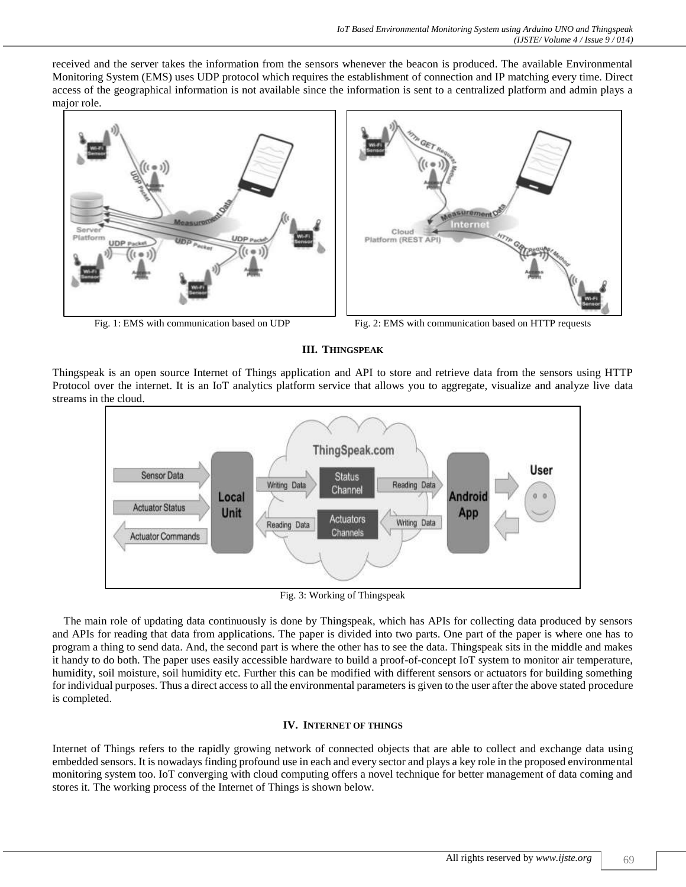received and the server takes the information from the sensors whenever the beacon is produced. The available Environmental Monitoring System (EMS) uses UDP protocol which requires the establishment of connection and IP matching every time. Direct access of the geographical information is not available since the information is sent to a centralized platform and admin plays a major role.

Fig. 1: EMS with communication based on UDP

Fig. 2: EMS with communication based on HTTP requests

## III. THINGSPEAK

Thingspeak is an open source Internet of Things application and API to store and retrieve data from the sensors using HTTP Protocol over the internet. It is an IoT analytics platform service that allows you to aggregate, visualize and analyze live data streams in the cloud.

Fig. 3: Working of Thingspeak

The main role of updating data continuously is done by Thingspeak, which has APIs for collecting data produced by sensors and APIs for reading that data from applications. The paper is divided into two parts. One part of the paper is where one has to program a thing to send data. And, the second part is where the other has to see the data. Thingspeak sits in the middle and makes it handy to do both. The paper uses easily accessible hardware to build a proof-of-concept IoT system to monitor air temperature, humidity, soil moisture, soil humidity etc. Further this can be modified with different sensors or actuators for building something for individual purposes. Thus a direct access to all the environmental parameters is given to the user after the above stated procedure is completed.

## IV. INTERNET OF THINGS

Internet of Things refers to the rapidly growing network of connected objects that are able to collect and exchange data using embedded sensors. It is nowadays finding profound use in each and every sector and plays a key role in the proposed environmental monitoring system too. IoT converging with cloud computing offers a novel technique for better management of data coming and stores it. The working process of the Internet of Things is shown below.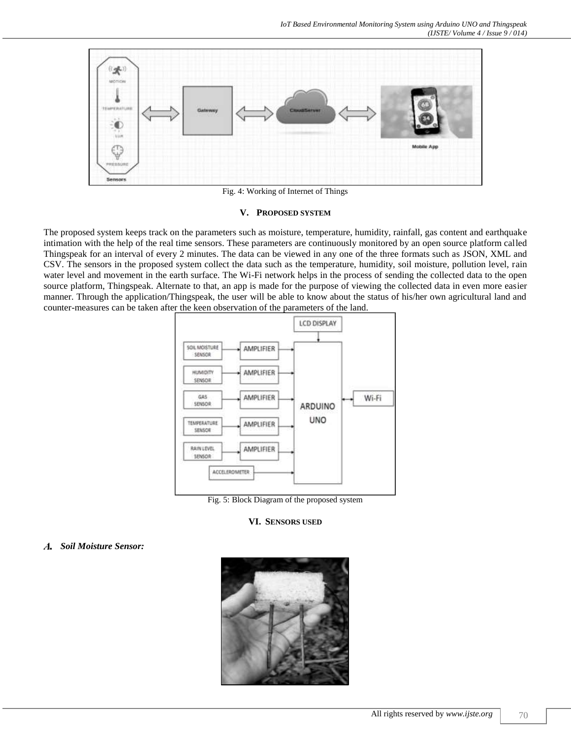Fig. 4: Working of Internet of Things

## V. PROPOSED SYSTEM

The proposed system keeps track on the parameters such as moisture, temperature, humidity, rainfall, gas content and earthquake intimation with the help of the real time sensors. These parameters are continuously monitored by an open source platform called Thingspeak for an interval of every 2 minutes. The data can be viewed in any one of the three formats such as JSON, XML and CSV. The sensors in the proposed system collect the data such as the temperature, humidity, soil moisture, pollution level, rain water level and movement in the earth surface. The Wi-Fi network helps in the process of sending the collected data to the open source platform, Thingspeak. Alternate to that, an app is made for the purpose of viewing the collected data in even more easier manner. Through the application/Thingspeak, the user will be able to know about the status of his/her own agricultural land and counter-measures can be taken after the keen observation of the parameters of the land.

Fig. 5: Block Diagram of the proposed system

## VI. SENSORS USED

### *A. Soil Moisture Sensor:*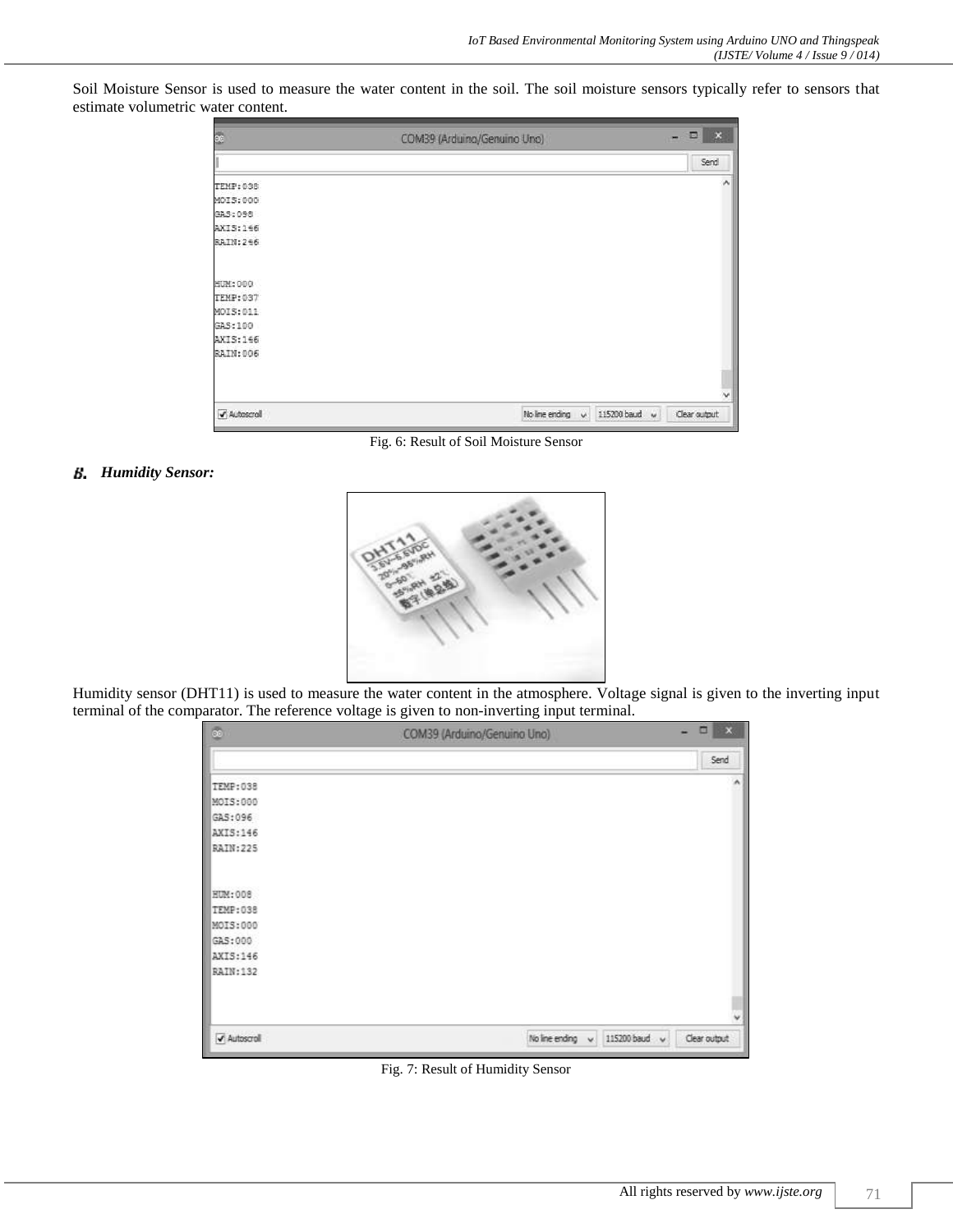Soil Moisture Sensor is used to measure the water content in the soil. The soil moisture sensors typically refer to sensors that estimate volumetric water content.

Fig. 6: Result of Soil Moisture Sensor

### *B. Humidity Sensor:*

Humidity sensor (DHT11) is used to measure the water content in the atmosphere. Voltage signal is given to the inverting input terminal of the comparator. The reference voltage is given to non-inverting input terminal.

Fig. 7: Result of Humidity Sensor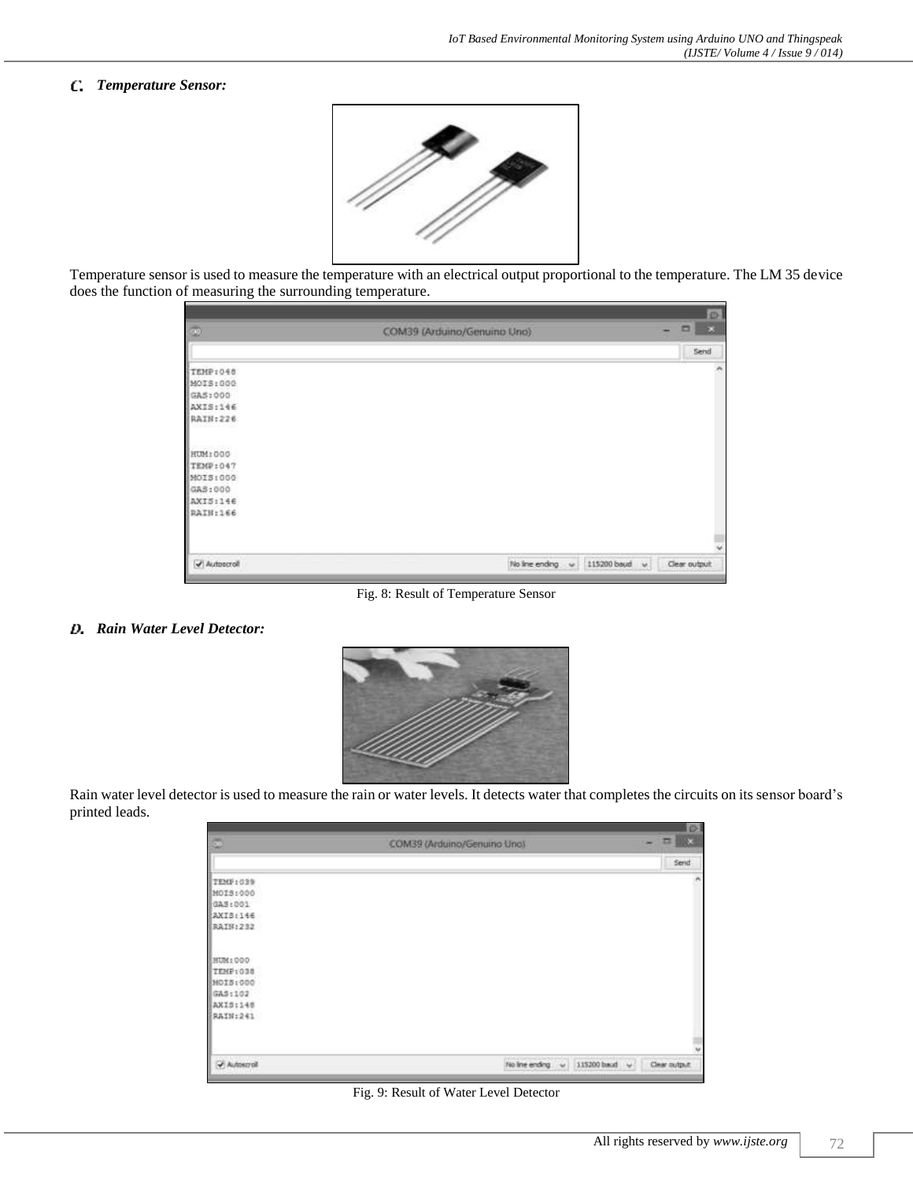### *C. Temperature Sensor:*

Temperature sensor is used to measure the temperature with an electrical output proportional to the temperature. The LM 35 device does the function of measuring the surrounding temperature.

Fig. 8: Result of Temperature Sensor

### *D. Rain Water Level Detector:*

Rain water level detector is used to measure the rain or water levels. It detects water that completes the circuits on its sensor board's printed leads.

Fig. 9: Result of Water Level Detector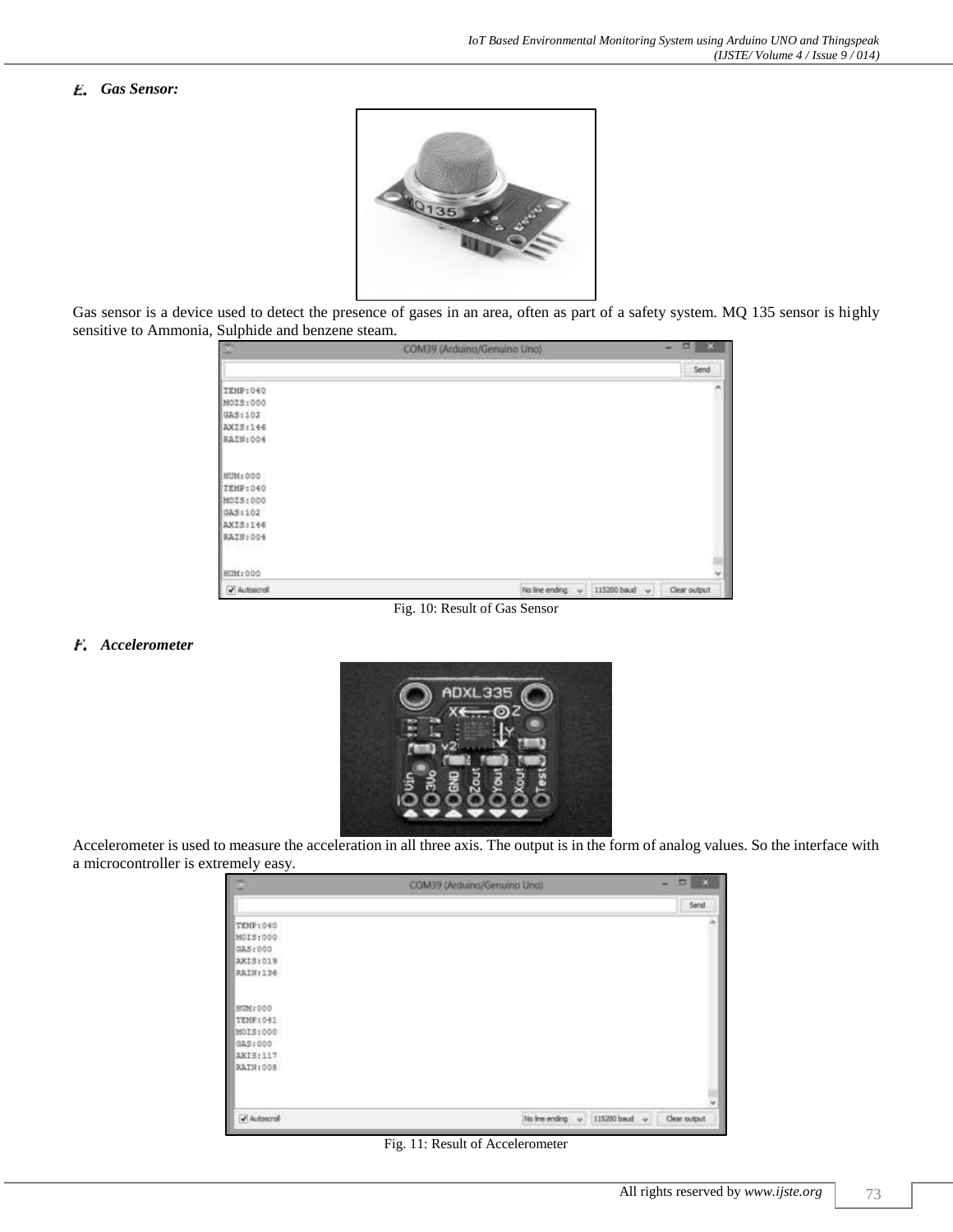### E. Gas Sensor:

Gas sensor is a device used to detect the presence of gases in an area, often as part of a safety system. MQ 135 sensor is highly sensitive to Ammonia, Sulphide and benzene steam.

Fig. 10: Result of Gas Sensor

### F. Accelerometer

Accelerometer is used to measure the acceleration in all three axis. The output is in the form of analog values. So the interface with a microcontroller is extremely easy.

Fig. 11: Result of Accelerometer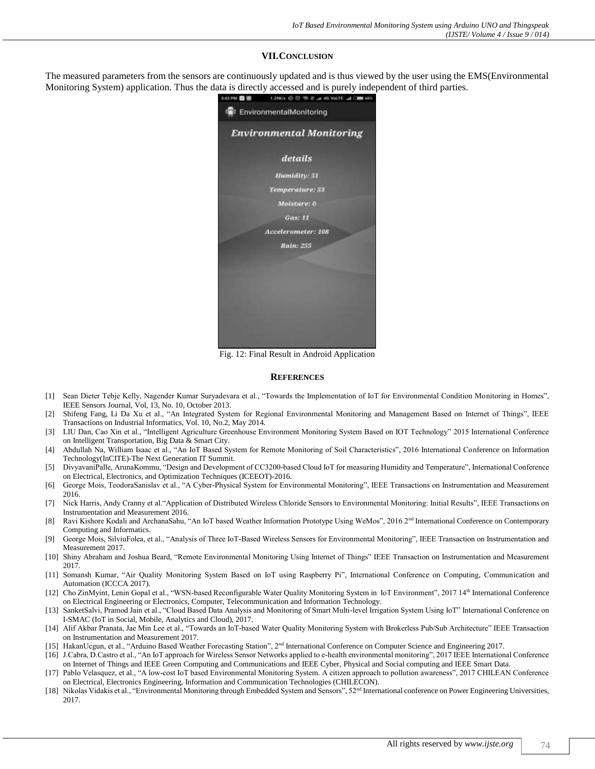## VII. CONCLUSION

The measured parameters from the sensors are continuously updated and is thus viewed by the user using the EMS(Environmental Monitoring System) application. Thus the data is directly accessed and is purely independent of third parties.

Fig. 12: Final Result in Android Application

## REFERENCES

[1] Sean Dieter Tebje Kelly, Nagender Kumar Suryadevara et al., "Towards the Implementation of IoT for Environmental Condition Monitoring in Homes", IEEE Sensors Journal, Vol, 13, No. 10, October 2013.

[2] Shifeng Fang, Li Da Xu et al., "An Integrated System for Regional Environmental Monitoring and Management Based on Internet of Things", IEEE Transactions on Industrial Informatics, Vol. 10, No.2, May 2014.

[3] LIU Dan, Cao Xin et al., "Intelligent Agriculture Greenhouse Environment Monitoring System Based on IOT Technology" 2015 International Conference on Intelligent Transportation, Big Data & Smart City.

[4] Abdullah Na, William Isaac et al., "An IoT Based System for Remote Monitoring of Soil Characteristics", 2016 International Conference on Information Technology(InCITE)-The Next Generation IT Summit.

[5] DivyavaniPalle, ArunaKommu, "Design and Development of CC3200-based Cloud IoT for measuring Humidity and Temperature", International Conference on Electrical, Electronics, and Optimization Techniques (ICEEOT)-2016.

[6] George Mois, TeodoraSanislav et al., "A Cyber-Physical System for Environmental Monitoring", IEEE Transactions on Instrumentation and Measurement 2016.

[7] Nick Harris, Andy Cranny et al."Application of Distributed Wireless Chloride Sensors to Environmental Monitoring: Initial Results", IEEE Transactions on Instrumentation and Measurement 2016.

[8] Ravi Kishore Kodali and ArchanaSahu, "An IoT based Weather Information Prototype Using WeMos", 2016 2nd International Conference on Contemporary Computing and Informatics.

[9] George Mois, SilviuFolea, et al., "Analysis of Three IoT-Based Wireless Sensors for Environmental Monitoring", IEEE Transaction on Instrumentation and Measurement 2017.

[10] Shiny Abraham and Joshua Beard, "Remote Environmental Monitoring Using Internet of Things" IEEE Transaction on Instrumentation and Measurement 2017.

[11] Somansh Kumar, "Air Quality Monitoring System Based on IoT using Raspberry Pi", International Conference on Computing, Communication and Automation (ICCCA 2017).

[12] Cho ZinMyint, Lenin Gopal et al., "WSN-based Reconfigurable Water Quality Monitoring System in IoT Environment", 2017 14th International Conference on Electrical Engineering or Electronics, Computer, Telecommunication and Information Technology.

[13] SanketSalvi, Pramod Jain et al., "Cloud Based Data Analysis and Monitoring of Smart Multi-level Irrigation System Using IoT" International Conference on I-SMAC (IoT in Social, Mobile, Analytics and Cloud), 2017.

[14] Alif Akbar Pranata, Jae Min Lee et al., "Towards an IoT-based Water Quality Monitoring System with Brokerless Pub/Sub Architecture" IEEE Transaction on Instrumentation and Measurement 2017.

[15] HakanUcgun, et al., "Arduino Based Weather Forecasting Station", 2nd International Conference on Computer Science and Engineering 2017.

[16] J.Cabra, D.Castro et al., "An IoT approach for Wireless Sensor Networks applied to e-health environmental monitoring", 2017 IEEE International Conference on Internet of Things and IEEE Green Computing and Communications and IEEE Cyber, Physical and Social computing and IEEE Smart Data.

[17] Pablo Velasquez, et al., "A low-cost IoT based Environmental Monitoring System. A citizen approach to pollution awareness", 2017 CHILEAN Conference on Electrical, Electronics Engineering, Information and Communication Technologies (CHILECON).

[18] Nikolas Vidakis et al., "Environmental Monitoring through Embedded System and Sensors", 52nd International conference on Power Engineering Universities, 2017.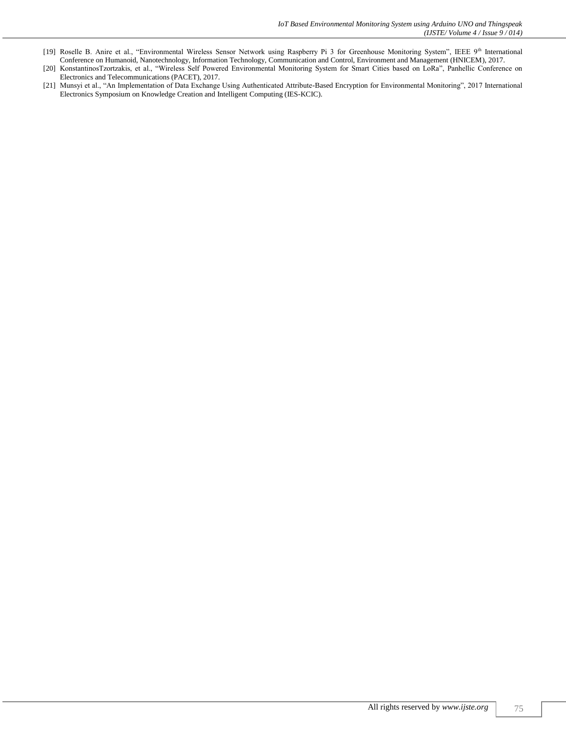[19] Roselle B. Anire et al., "Environmental Wireless Sensor Network using Raspberry Pi 3 for Greenhouse Monitoring System", IEEE 9th International Conference on Humanoid, Nanotechnology, Information Technology, Communication and Control, Environment and Management (HNICEM), 2017.

[20] KonstantinosTzortzakis, et al., "Wireless Self Powered Environmental Monitoring System for Smart Cities based on LoRa", Panhellic Conference on Electronics and Telecommunications (PACET), 2017.

[21] Munsyi et al., "An Implementation of Data Exchange Using Authenticated Attribute-Based Encryption for Environmental Monitoring", 2017 International Electronics Symposium on Knowledge Creation and Intelligent Computing (IES-KCIC).